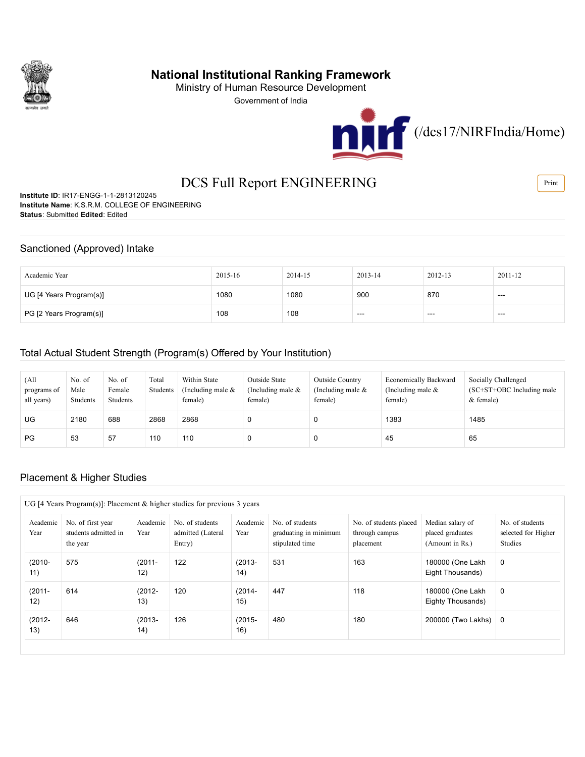# National Institutional Ranking Framework

Ministry of Human Resource Development

Government of India

(/dcs17/NIRFIndia/Home)

## DCS Full Report ENGINEERING

**Institute ID**: IR17-ENGG-1-1-2813120245
**Institute Name**: K.S.R.M. COLLEGE OF ENGINEERING
**Status**: Submitted **Edited**: Edited

## Sanctioned (Approved) Intake

| Academic Year | 2015-16 | 2014-15 | 2013-14 | 2012-13 | 2011-12 |
|---|---|---|---|---|---|
| UG [4 Years Program(s)] | 1080 | 1080 | 900 | 870 | --- |
| PG [2 Years Program(s)] | 108 | 108 | --- | --- | --- |

## Total Actual Student Strength (Program(s) Offered by Your Institution)

| (All programs of all years) | No. of Male Students | No. of Female Students | Total Students | Within State (Including male & female) | Outside State (Including male & female) | Outside Country (Including male & female) | Economically Backward (Including male & female) | Socially Challenged (SC+ST+OBC Including male & female) |
|---|---|---|---|---|---|---|---|---|
| UG | 2180 | 688 | 2868 | 2868 | 0 | 0 | 1383 | 1485 |
| PG | 53 | 57 | 110 | 110 | 0 | 0 | 45 | 65 |

## Placement & Higher Studies

UG [4 Years Program(s)]: Placement & higher studies for previous 3 years

| Academic Year | No. of first year students admitted in the year | Academic Year | No. of students admitted (Lateral Entry) | Academic Year | No. of students graduating in minimum stipulated time | No. of students placed through campus placement | Median salary of placed graduates (Amount in Rs.) | No. of students selected for Higher Studies |
|---|---|---|---|---|---|---|---|---|
| (2010-11) | 575 | (2011-12) | 122 | (2013-14) | 531 | 163 | 180000 (One Lakh Eight Thousands) | 0 |
| (2011-12) | 614 | (2012-13) | 120 | (2014-15) | 447 | 118 | 180000 (One Lakh Eighty Thousands) | 0 |
| (2012-13) | 646 | (2013-14) | 126 | (2015-16) | 480 | 180 | 200000 (Two Lakhs) | 0 |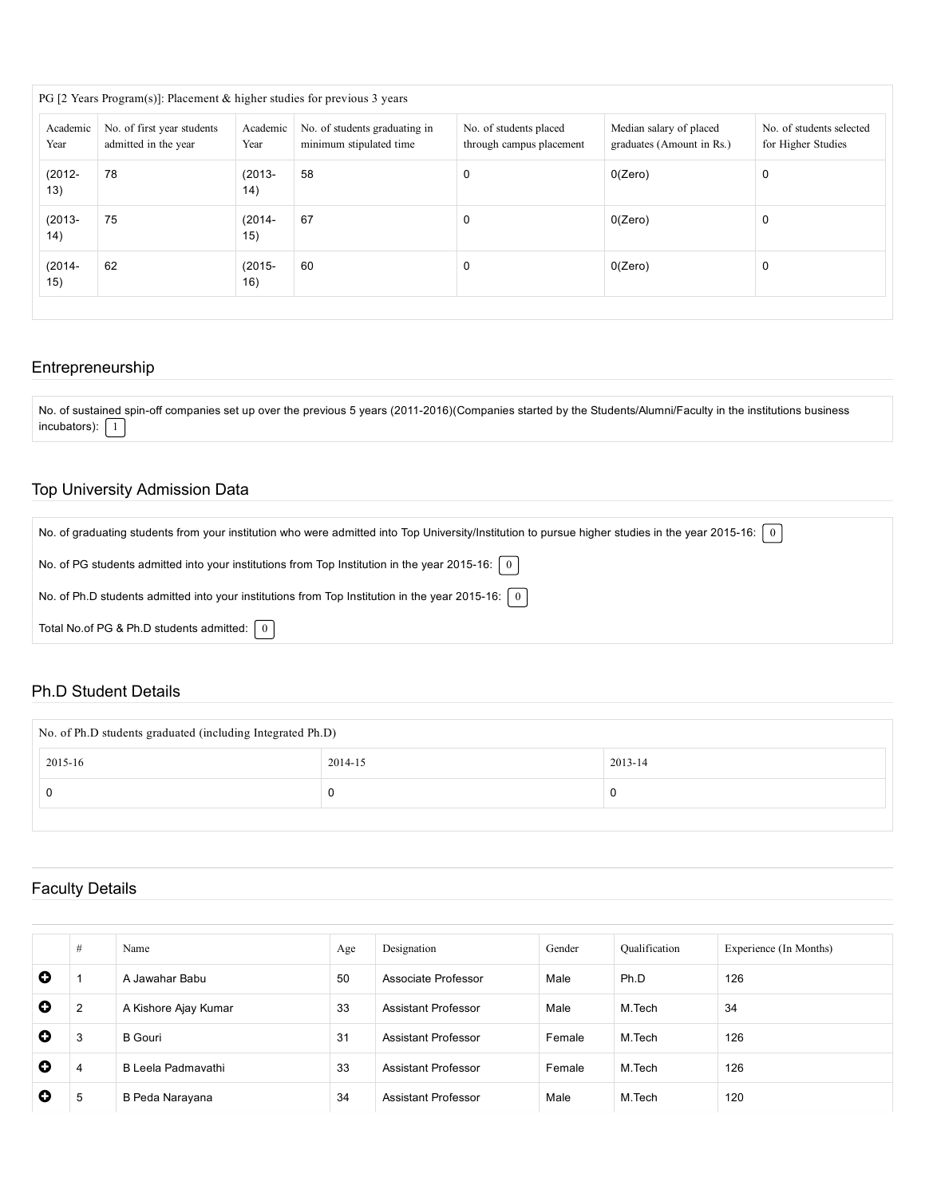PG [2 Years Program(s)]: Placement & higher studies for previous 3 years

| Academic Year | No. of first year students admitted in the year | Academic Year | No. of students graduating in minimum stipulated time | No. of students placed through campus placement | Median salary of placed graduates (Amount in Rs.) | No. of students selected for Higher Studies |
|---|---|---|---|---|---|---|
| (2012-13) | 78 | (2013-14) | 58 | 0 | 0(Zero) | 0 |
| (2013-14) | 75 | (2014-15) | 67 | 0 | 0(Zero) | 0 |
| (2014-15) | 62 | (2015-16) | 60 | 0 | 0(Zero) | 0 |

## Entrepreneurship

No. of sustained spin-off companies set up over the previous 5 years (2011-2016)(Companies started by the Students/Alumni/Faculty in the institutions business incubators): 1

## Top University Admission Data

No. of graduating students from your institution who were admitted into Top University/Institution to pursue higher studies in the year 2015-16: 0

No. of PG students admitted into your institutions from Top Institution in the year 2015-16: 0

No. of Ph.D students admitted into your institutions from Top Institution in the year 2015-16: 0

Total No.of PG & Ph.D students admitted: 0

## Ph.D Student Details

No. of Ph.D students graduated (including Integrated Ph.D)

| 2015-16 | 2014-15 | 2013-14 |
|---|---|---|
| 0 | 0 | 0 |

## Faculty Details

| # | Name | Age | Designation | Gender | Qualification | Experience (In Months) |
|---|---|---|---|---|---|---|
| 1 | A Jawahar Babu | 50 | Associate Professor | Male | Ph.D | 126 |
| 2 | A Kishore Ajay Kumar | 33 | Assistant Professor | Male | M.Tech | 34 |
| 3 | B Gouri | 31 | Assistant Professor | Female | M.Tech | 126 |
| 4 | B Leela Padmavathi | 33 | Assistant Professor | Female | M.Tech | 126 |
| 5 | B Peda Narayana | 34 | Assistant Professor | Male | M.Tech | 120 |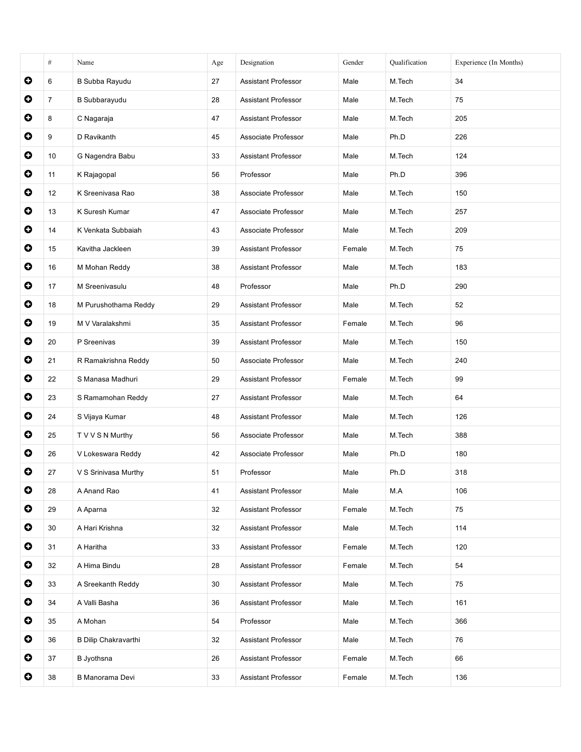| | # | Name | Age | Designation | Gender | Qualification | Experience (In Months) |
|---|---|---|---|---|---|---|---|
| ⊕ | 6 | B Subba Rayudu | 27 | Assistant Professor | Male | M.Tech | 34 |
| ⊕ | 7 | B Subbarayudu | 28 | Assistant Professor | Male | M.Tech | 75 |
| ⊕ | 8 | C Nagaraja | 47 | Assistant Professor | Male | M.Tech | 205 |
| ⊕ | 9 | D Ravikanth | 45 | Associate Professor | Male | Ph.D | 226 |
| ⊕ | 10 | G Nagendra Babu | 33 | Assistant Professor | Male | M.Tech | 124 |
| ⊕ | 11 | K Rajagopal | 56 | Professor | Male | Ph.D | 396 |
| ⊕ | 12 | K Sreenivasa Rao | 38 | Associate Professor | Male | M.Tech | 150 |
| ⊕ | 13 | K Suresh Kumar | 47 | Associate Professor | Male | M.Tech | 257 |
| ⊕ | 14 | K Venkata Subbaiah | 43 | Associate Professor | Male | M.Tech | 209 |
| ⊕ | 15 | Kavitha Jackleen | 39 | Assistant Professor | Female | M.Tech | 75 |
| ⊕ | 16 | M Mohan Reddy | 38 | Assistant Professor | Male | M.Tech | 183 |
| ⊕ | 17 | M Sreenivasulu | 48 | Professor | Male | Ph.D | 290 |
| ⊕ | 18 | M Purushothama Reddy | 29 | Assistant Professor | Male | M.Tech | 52 |
| ⊕ | 19 | M V Varalakshmi | 35 | Assistant Professor | Female | M.Tech | 96 |
| ⊕ | 20 | P Sreenivas | 39 | Assistant Professor | Male | M.Tech | 150 |
| ⊕ | 21 | R Ramakrishna Reddy | 50 | Associate Professor | Male | M.Tech | 240 |
| ⊕ | 22 | S Manasa Madhuri | 29 | Assistant Professor | Female | M.Tech | 99 |
| ⊕ | 23 | S Ramamohan Reddy | 27 | Assistant Professor | Male | M.Tech | 64 |
| ⊕ | 24 | S Vijaya Kumar | 48 | Assistant Professor | Male | M.Tech | 126 |
| ⊕ | 25 | T V V S N Murthy | 56 | Associate Professor | Male | M.Tech | 388 |
| ⊕ | 26 | V Lokeswara Reddy | 42 | Associate Professor | Male | Ph.D | 180 |
| ⊕ | 27 | V S Srinivasa Murthy | 51 | Professor | Male | Ph.D | 318 |
| ⊕ | 28 | A Anand Rao | 41 | Assistant Professor | Male | M.A | 106 |
| ⊕ | 29 | A Aparna | 32 | Assistant Professor | Female | M.Tech | 75 |
| ⊕ | 30 | A Hari Krishna | 32 | Assistant Professor | Male | M.Tech | 114 |
| ⊕ | 31 | A Haritha | 33 | Assistant Professor | Female | M.Tech | 120 |
| ⊕ | 32 | A Hima Bindu | 28 | Assistant Professor | Female | M.Tech | 54 |
| ⊕ | 33 | A Sreekanth Reddy | 30 | Assistant Professor | Male | M.Tech | 75 |
| ⊕ | 34 | A Valli Basha | 36 | Assistant Professor | Male | M.Tech | 161 |
| ⊕ | 35 | A Mohan | 54 | Professor | Male | M.Tech | 366 |
| ⊕ | 36 | B Dilip Chakravarthi | 32 | Assistant Professor | Male | M.Tech | 76 |
| ⊕ | 37 | B Jyothsna | 26 | Assistant Professor | Female | M.Tech | 66 |
| ⊕ | 38 | B Manorama Devi | 33 | Assistant Professor | Female | M.Tech | 136 |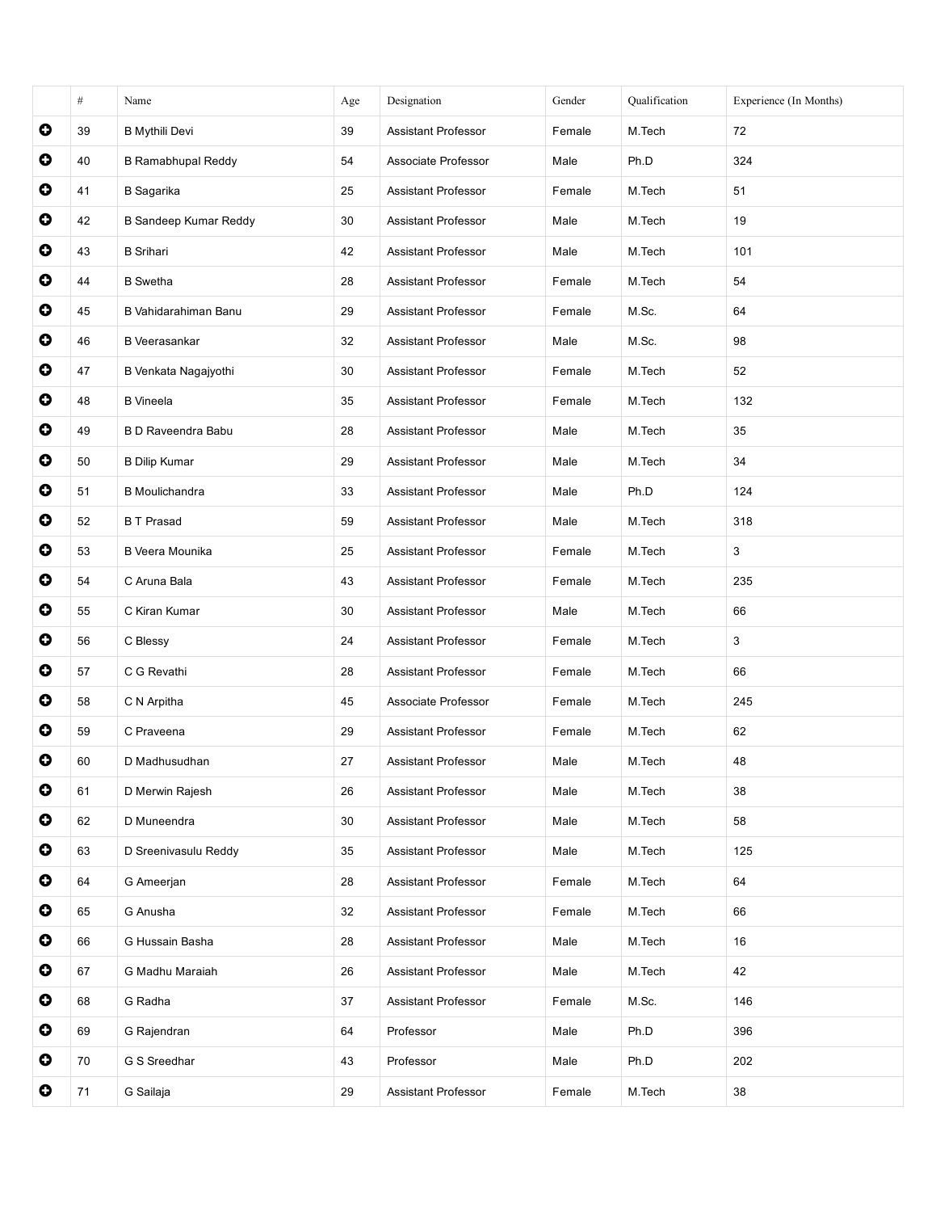| | # | Name | Age | Designation | Gender | Qualification | Experience (In Months) |
|---|---|---|---|---|---|---|---|
| | 39 | B Mythili Devi | 39 | Assistant Professor | Female | M.Tech | 72 |
| | 40 | B Ramabhupal Reddy | 54 | Associate Professor | Male | Ph.D | 324 |
| | 41 | B Sagarika | 25 | Assistant Professor | Female | M.Tech | 51 |
| | 42 | B Sandeep Kumar Reddy | 30 | Assistant Professor | Male | M.Tech | 19 |
| | 43 | B Srihari | 42 | Assistant Professor | Male | M.Tech | 101 |
| | 44 | B Swetha | 28 | Assistant Professor | Female | M.Tech | 54 |
| | 45 | B Vahidarahiman Banu | 29 | Assistant Professor | Female | M.Sc. | 64 |
| | 46 | B Veerasankar | 32 | Assistant Professor | Male | M.Sc. | 98 |
| | 47 | B Venkata Nagajyothi | 30 | Assistant Professor | Female | M.Tech | 52 |
| | 48 | B Vineela | 35 | Assistant Professor | Female | M.Tech | 132 |
| | 49 | B D Raveendra Babu | 28 | Assistant Professor | Male | M.Tech | 35 |
| | 50 | B Dilip Kumar | 29 | Assistant Professor | Male | M.Tech | 34 |
| | 51 | B Moulichandra | 33 | Assistant Professor | Male | Ph.D | 124 |
| | 52 | B T Prasad | 59 | Assistant Professor | Male | M.Tech | 318 |
| | 53 | B Veera Mounika | 25 | Assistant Professor | Female | M.Tech | 3 |
| | 54 | C Aruna Bala | 43 | Assistant Professor | Female | M.Tech | 235 |
| | 55 | C Kiran Kumar | 30 | Assistant Professor | Male | M.Tech | 66 |
| | 56 | C Blessy | 24 | Assistant Professor | Female | M.Tech | 3 |
| | 57 | C G Revathi | 28 | Assistant Professor | Female | M.Tech | 66 |
| | 58 | C N Arpitha | 45 | Associate Professor | Female | M.Tech | 245 |
| | 59 | C Praveena | 29 | Assistant Professor | Female | M.Tech | 62 |
| | 60 | D Madhusudhan | 27 | Assistant Professor | Male | M.Tech | 48 |
| | 61 | D Merwin Rajesh | 26 | Assistant Professor | Male | M.Tech | 38 |
| | 62 | D Muneendra | 30 | Assistant Professor | Male | M.Tech | 58 |
| | 63 | D Sreenivasulu Reddy | 35 | Assistant Professor | Male | M.Tech | 125 |
| | 64 | G Ameerjan | 28 | Assistant Professor | Female | M.Tech | 64 |
| | 65 | G Anusha | 32 | Assistant Professor | Female | M.Tech | 66 |
| | 66 | G Hussain Basha | 28 | Assistant Professor | Male | M.Tech | 16 |
| | 67 | G Madhu Maraiah | 26 | Assistant Professor | Male | M.Tech | 42 |
| | 68 | G Radha | 37 | Assistant Professor | Female | M.Sc. | 146 |
| | 69 | G Rajendran | 64 | Professor | Male | Ph.D | 396 |
| | 70 | G S Sreedhar | 43 | Professor | Male | Ph.D | 202 |
| | 71 | G Sailaja | 29 | Assistant Professor | Female | M.Tech | 38 |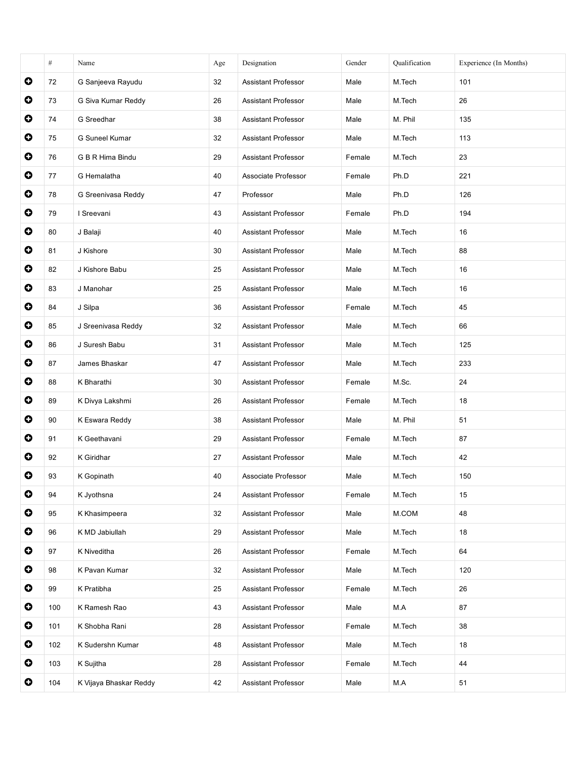| | # | Name | Age | Designation | Gender | Qualification | Experience (In Months) |
|---|---|---|---|---|---|---|---|
| ➕ | 72 | G Sanjeeva Rayudu | 32 | Assistant Professor | Male | M.Tech | 101 |
| ➕ | 73 | G Siva Kumar Reddy | 26 | Assistant Professor | Male | M.Tech | 26 |
| ➕ | 74 | G Sreedhar | 38 | Assistant Professor | Male | M. Phil | 135 |
| ➕ | 75 | G Suneel Kumar | 32 | Assistant Professor | Male | M.Tech | 113 |
| ➕ | 76 | G B R Hima Bindu | 29 | Assistant Professor | Female | M.Tech | 23 |
| ➕ | 77 | G Hemalatha | 40 | Associate Professor | Female | Ph.D | 221 |
| ➕ | 78 | G Sreenivasa Reddy | 47 | Professor | Male | Ph.D | 126 |
| ➕ | 79 | I Sreevani | 43 | Assistant Professor | Female | Ph.D | 194 |
| ➕ | 80 | J Balaji | 40 | Assistant Professor | Male | M.Tech | 16 |
| ➕ | 81 | J Kishore | 30 | Assistant Professor | Male | M.Tech | 88 |
| ➕ | 82 | J Kishore Babu | 25 | Assistant Professor | Male | M.Tech | 16 |
| ➕ | 83 | J Manohar | 25 | Assistant Professor | Male | M.Tech | 16 |
| ➕ | 84 | J Silpa | 36 | Assistant Professor | Female | M.Tech | 45 |
| ➕ | 85 | J Sreenivasa Reddy | 32 | Assistant Professor | Male | M.Tech | 66 |
| ➕ | 86 | J Suresh Babu | 31 | Assistant Professor | Male | M.Tech | 125 |
| ➕ | 87 | James Bhaskar | 47 | Assistant Professor | Male | M.Tech | 233 |
| ➕ | 88 | K Bharathi | 30 | Assistant Professor | Female | M.Sc. | 24 |
| ➕ | 89 | K Divya Lakshmi | 26 | Assistant Professor | Female | M.Tech | 18 |
| ➕ | 90 | K Eswara Reddy | 38 | Assistant Professor | Male | M. Phil | 51 |
| ➕ | 91 | K Geethavani | 29 | Assistant Professor | Female | M.Tech | 87 |
| ➕ | 92 | K Giridhar | 27 | Assistant Professor | Male | M.Tech | 42 |
| ➕ | 93 | K Gopinath | 40 | Associate Professor | Male | M.Tech | 150 |
| ➕ | 94 | K Jyothsna | 24 | Assistant Professor | Female | M.Tech | 15 |
| ➕ | 95 | K Khasimpeera | 32 | Assistant Professor | Male | M.COM | 48 |
| ➕ | 96 | K MD Jabiullah | 29 | Assistant Professor | Male | M.Tech | 18 |
| ➕ | 97 | K Niveditha | 26 | Assistant Professor | Female | M.Tech | 64 |
| ➕ | 98 | K Pavan Kumar | 32 | Assistant Professor | Male | M.Tech | 120 |
| ➕ | 99 | K Pratibha | 25 | Assistant Professor | Female | M.Tech | 26 |
| ➕ | 100 | K Ramesh Rao | 43 | Assistant Professor | Male | M.A | 87 |
| ➕ | 101 | K Shobha Rani | 28 | Assistant Professor | Female | M.Tech | 38 |
| ➕ | 102 | K Sudershn Kumar | 48 | Assistant Professor | Male | M.Tech | 18 |
| ➕ | 103 | K Sujitha | 28 | Assistant Professor | Female | M.Tech | 44 |
| ➕ | 104 | K Vijaya Bhaskar Reddy | 42 | Assistant Professor | Male | M.A | 51 |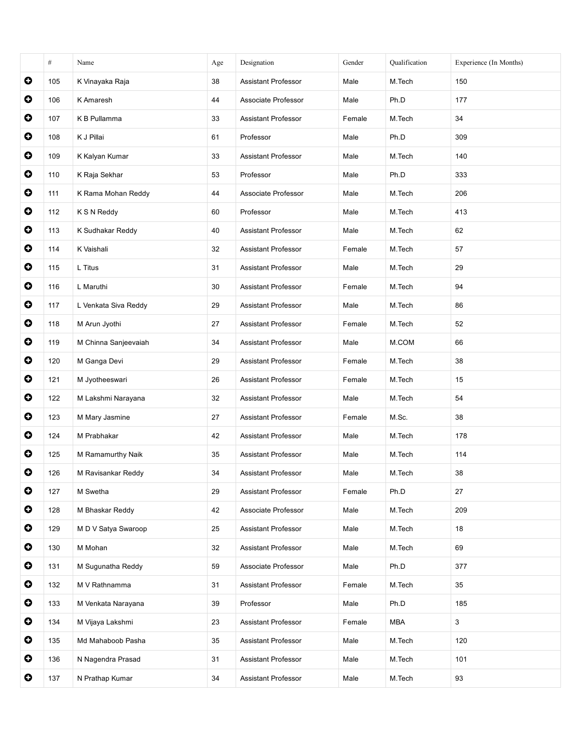| | # | Name | Age | Designation | Gender | Qualification | Experience (In Months) |
|---|---|---|---|---|---|---|---|
| ➕ | 105 | K Vinayaka Raja | 38 | Assistant Professor | Male | M.Tech | 150 |
| ➕ | 106 | K Amaresh | 44 | Associate Professor | Male | Ph.D | 177 |
| ➕ | 107 | K B Pullamma | 33 | Assistant Professor | Female | M.Tech | 34 |
| ➕ | 108 | K J Pillai | 61 | Professor | Male | Ph.D | 309 |
| ➕ | 109 | K Kalyan Kumar | 33 | Assistant Professor | Male | M.Tech | 140 |
| ➕ | 110 | K Raja Sekhar | 53 | Professor | Male | Ph.D | 333 |
| ➕ | 111 | K Rama Mohan Reddy | 44 | Associate Professor | Male | M.Tech | 206 |
| ➕ | 112 | K S N Reddy | 60 | Professor | Male | M.Tech | 413 |
| ➕ | 113 | K Sudhakar Reddy | 40 | Assistant Professor | Male | M.Tech | 62 |
| ➕ | 114 | K Vaishali | 32 | Assistant Professor | Female | M.Tech | 57 |
| ➕ | 115 | L Titus | 31 | Assistant Professor | Male | M.Tech | 29 |
| ➕ | 116 | L Maruthi | 30 | Assistant Professor | Female | M.Tech | 94 |
| ➕ | 117 | L Venkata Siva Reddy | 29 | Assistant Professor | Male | M.Tech | 86 |
| ➕ | 118 | M Arun Jyothi | 27 | Assistant Professor | Female | M.Tech | 52 |
| ➕ | 119 | M Chinna Sanjeevaiah | 34 | Assistant Professor | Male | M.COM | 66 |
| ➕ | 120 | M Ganga Devi | 29 | Assistant Professor | Female | M.Tech | 38 |
| ➕ | 121 | M Jyotheeswari | 26 | Assistant Professor | Female | M.Tech | 15 |
| ➕ | 122 | M Lakshmi Narayana | 32 | Assistant Professor | Male | M.Tech | 54 |
| ➕ | 123 | M Mary Jasmine | 27 | Assistant Professor | Female | M.Sc. | 38 |
| ➕ | 124 | M Prabhakar | 42 | Assistant Professor | Male | M.Tech | 178 |
| ➕ | 125 | M Ramamurthy Naik | 35 | Assistant Professor | Male | M.Tech | 114 |
| ➕ | 126 | M Ravisankar Reddy | 34 | Assistant Professor | Male | M.Tech | 38 |
| ➕ | 127 | M Swetha | 29 | Assistant Professor | Female | Ph.D | 27 |
| ➕ | 128 | M Bhaskar Reddy | 42 | Associate Professor | Male | M.Tech | 209 |
| ➕ | 129 | M D V Satya Swaroop | 25 | Assistant Professor | Male | M.Tech | 18 |
| ➕ | 130 | M Mohan | 32 | Assistant Professor | Male | M.Tech | 69 |
| ➕ | 131 | M Sugunatha Reddy | 59 | Associate Professor | Male | Ph.D | 377 |
| ➕ | 132 | M V Rathnamma | 31 | Assistant Professor | Female | M.Tech | 35 |
| ➕ | 133 | M Venkata Narayana | 39 | Professor | Male | Ph.D | 185 |
| ➕ | 134 | M Vijaya Lakshmi | 23 | Assistant Professor | Female | MBA | 3 |
| ➕ | 135 | Md Mahaboob Pasha | 35 | Assistant Professor | Male | M.Tech | 120 |
| ➕ | 136 | N Nagendra Prasad | 31 | Assistant Professor | Male | M.Tech | 101 |
| ➕ | 137 | N Prathap Kumar | 34 | Assistant Professor | Male | M.Tech | 93 |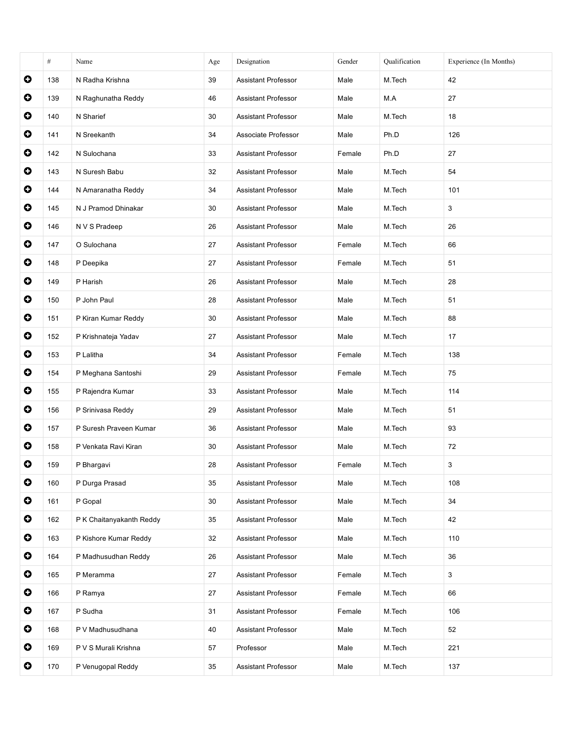| | # | Name | Age | Designation | Gender | Qualification | Experience (In Months) |
|---|---|---|---|---|---|---|---|
| | 138 | N Radha Krishna | 39 | Assistant Professor | Male | M.Tech | 42 |
| | 139 | N Raghunatha Reddy | 46 | Assistant Professor | Male | M.A | 27 |
| | 140 | N Sharief | 30 | Assistant Professor | Male | M.Tech | 18 |
| | 141 | N Sreekanth | 34 | Associate Professor | Male | Ph.D | 126 |
| | 142 | N Sulochana | 33 | Assistant Professor | Female | Ph.D | 27 |
| | 143 | N Suresh Babu | 32 | Assistant Professor | Male | M.Tech | 54 |
| | 144 | N Amaranatha Reddy | 34 | Assistant Professor | Male | M.Tech | 101 |
| | 145 | N J Pramod Dhinakar | 30 | Assistant Professor | Male | M.Tech | 3 |
| | 146 | N V S Pradeep | 26 | Assistant Professor | Male | M.Tech | 26 |
| | 147 | O Sulochana | 27 | Assistant Professor | Female | M.Tech | 66 |
| | 148 | P Deepika | 27 | Assistant Professor | Female | M.Tech | 51 |
| | 149 | P Harish | 26 | Assistant Professor | Male | M.Tech | 28 |
| | 150 | P John Paul | 28 | Assistant Professor | Male | M.Tech | 51 |
| | 151 | P Kiran Kumar Reddy | 30 | Assistant Professor | Male | M.Tech | 88 |
| | 152 | P Krishnateja Yadav | 27 | Assistant Professor | Male | M.Tech | 17 |
| | 153 | P Lalitha | 34 | Assistant Professor | Female | M.Tech | 138 |
| | 154 | P Meghana Santoshi | 29 | Assistant Professor | Female | M.Tech | 75 |
| | 155 | P Rajendra Kumar | 33 | Assistant Professor | Male | M.Tech | 114 |
| | 156 | P Srinivasa Reddy | 29 | Assistant Professor | Male | M.Tech | 51 |
| | 157 | P Suresh Praveen Kumar | 36 | Assistant Professor | Male | M.Tech | 93 |
| | 158 | P Venkata Ravi Kiran | 30 | Assistant Professor | Male | M.Tech | 72 |
| | 159 | P Bhargavi | 28 | Assistant Professor | Female | M.Tech | 3 |
| | 160 | P Durga Prasad | 35 | Assistant Professor | Male | M.Tech | 108 |
| | 161 | P Gopal | 30 | Assistant Professor | Male | M.Tech | 34 |
| | 162 | P K Chaitanyakanth Reddy | 35 | Assistant Professor | Male | M.Tech | 42 |
| | 163 | P Kishore Kumar Reddy | 32 | Assistant Professor | Male | M.Tech | 110 |
| | 164 | P Madhusudhan Reddy | 26 | Assistant Professor | Male | M.Tech | 36 |
| | 165 | P Meramma | 27 | Assistant Professor | Female | M.Tech | 3 |
| | 166 | P Ramya | 27 | Assistant Professor | Female | M.Tech | 66 |
| | 167 | P Sudha | 31 | Assistant Professor | Female | M.Tech | 106 |
| | 168 | P V Madhusudhana | 40 | Assistant Professor | Male | M.Tech | 52 |
| | 169 | P V S Murali Krishna | 57 | Professor | Male | M.Tech | 221 |
| | 170 | P Venugopal Reddy | 35 | Assistant Professor | Male | M.Tech | 137 |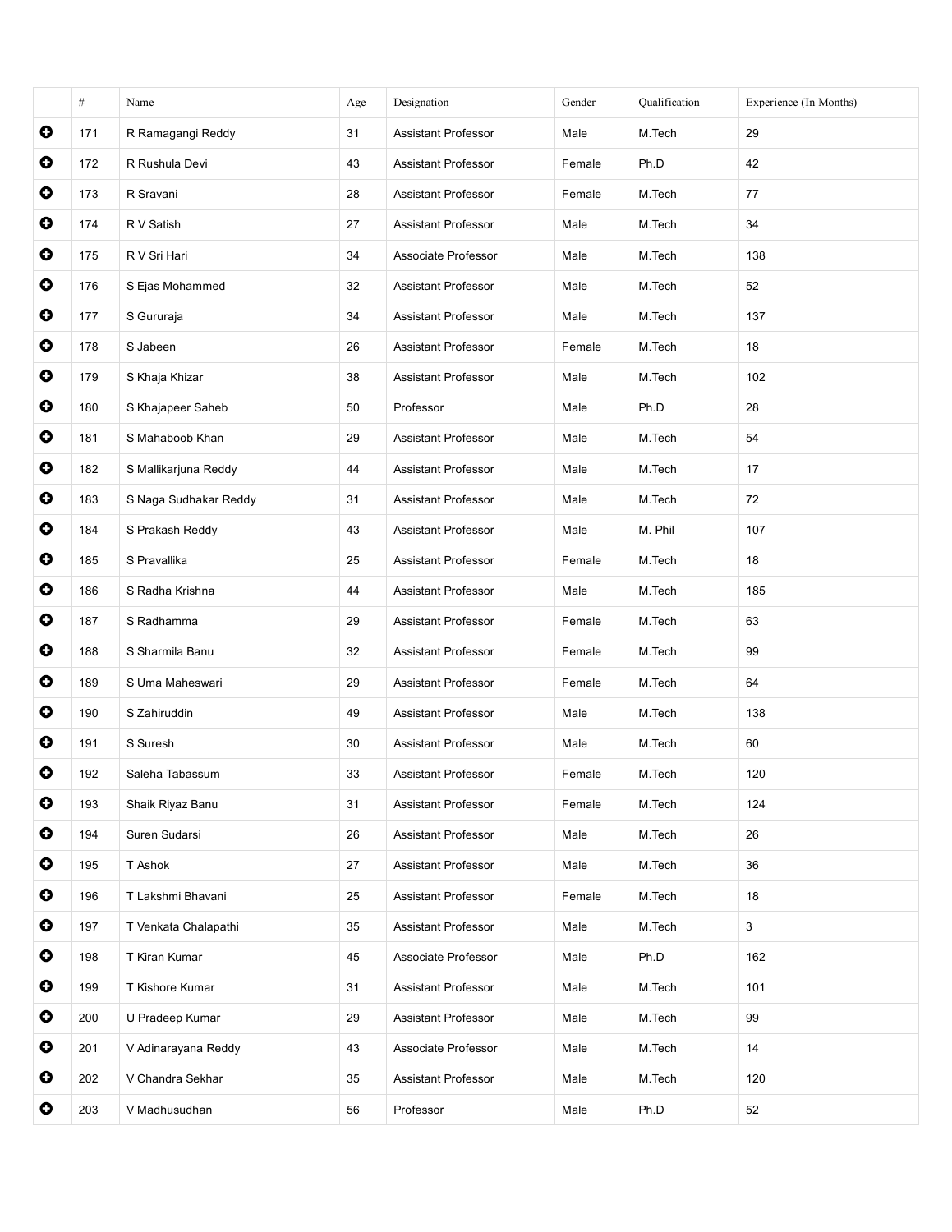| | # | Name | Age | Designation | Gender | Qualification | Experience (In Months) |
|---|---|---|---|---|---|---|---|
| ⊕ | 171 | R Ramagangi Reddy | 31 | Assistant Professor | Male | M.Tech | 29 |
| ⊕ | 172 | R Rushula Devi | 43 | Assistant Professor | Female | Ph.D | 42 |
| ⊕ | 173 | R Sravani | 28 | Assistant Professor | Female | M.Tech | 77 |
| ⊕ | 174 | R V Satish | 27 | Assistant Professor | Male | M.Tech | 34 |
| ⊕ | 175 | R V Sri Hari | 34 | Associate Professor | Male | M.Tech | 138 |
| ⊕ | 176 | S Ejas Mohammed | 32 | Assistant Professor | Male | M.Tech | 52 |
| ⊕ | 177 | S Gururaja | 34 | Assistant Professor | Male | M.Tech | 137 |
| ⊕ | 178 | S Jabeen | 26 | Assistant Professor | Female | M.Tech | 18 |
| ⊕ | 179 | S Khaja Khizar | 38 | Assistant Professor | Male | M.Tech | 102 |
| ⊕ | 180 | S Khajapeer Saheb | 50 | Professor | Male | Ph.D | 28 |
| ⊕ | 181 | S Mahaboob Khan | 29 | Assistant Professor | Male | M.Tech | 54 |
| ⊕ | 182 | S Mallikarjuna Reddy | 44 | Assistant Professor | Male | M.Tech | 17 |
| ⊕ | 183 | S Naga Sudhakar Reddy | 31 | Assistant Professor | Male | M.Tech | 72 |
| ⊕ | 184 | S Prakash Reddy | 43 | Assistant Professor | Male | M. Phil | 107 |
| ⊕ | 185 | S Pravallika | 25 | Assistant Professor | Female | M.Tech | 18 |
| ⊕ | 186 | S Radha Krishna | 44 | Assistant Professor | Male | M.Tech | 185 |
| ⊕ | 187 | S Radhamma | 29 | Assistant Professor | Female | M.Tech | 63 |
| ⊕ | 188 | S Sharmila Banu | 32 | Assistant Professor | Female | M.Tech | 99 |
| ⊕ | 189 | S Uma Maheswari | 29 | Assistant Professor | Female | M.Tech | 64 |
| ⊕ | 190 | S Zahiruddin | 49 | Assistant Professor | Male | M.Tech | 138 |
| ⊕ | 191 | S Suresh | 30 | Assistant Professor | Male | M.Tech | 60 |
| ⊕ | 192 | Saleha Tabassum | 33 | Assistant Professor | Female | M.Tech | 120 |
| ⊕ | 193 | Shaik Riyaz Banu | 31 | Assistant Professor | Female | M.Tech | 124 |
| ⊕ | 194 | Suren Sudarsi | 26 | Assistant Professor | Male | M.Tech | 26 |
| ⊕ | 195 | T Ashok | 27 | Assistant Professor | Male | M.Tech | 36 |
| ⊕ | 196 | T Lakshmi Bhavani | 25 | Assistant Professor | Female | M.Tech | 18 |
| ⊕ | 197 | T Venkata Chalapathi | 35 | Assistant Professor | Male | M.Tech | 3 |
| ⊕ | 198 | T Kiran Kumar | 45 | Associate Professor | Male | Ph.D | 162 |
| ⊕ | 199 | T Kishore Kumar | 31 | Assistant Professor | Male | M.Tech | 101 |
| ⊕ | 200 | U Pradeep Kumar | 29 | Assistant Professor | Male | M.Tech | 99 |
| ⊕ | 201 | V Adinarayana Reddy | 43 | Associate Professor | Male | M.Tech | 14 |
| ⊕ | 202 | V Chandra Sekhar | 35 | Assistant Professor | Male | M.Tech | 120 |
| ⊕ | 203 | V Madhusudhan | 56 | Professor | Male | Ph.D | 52 |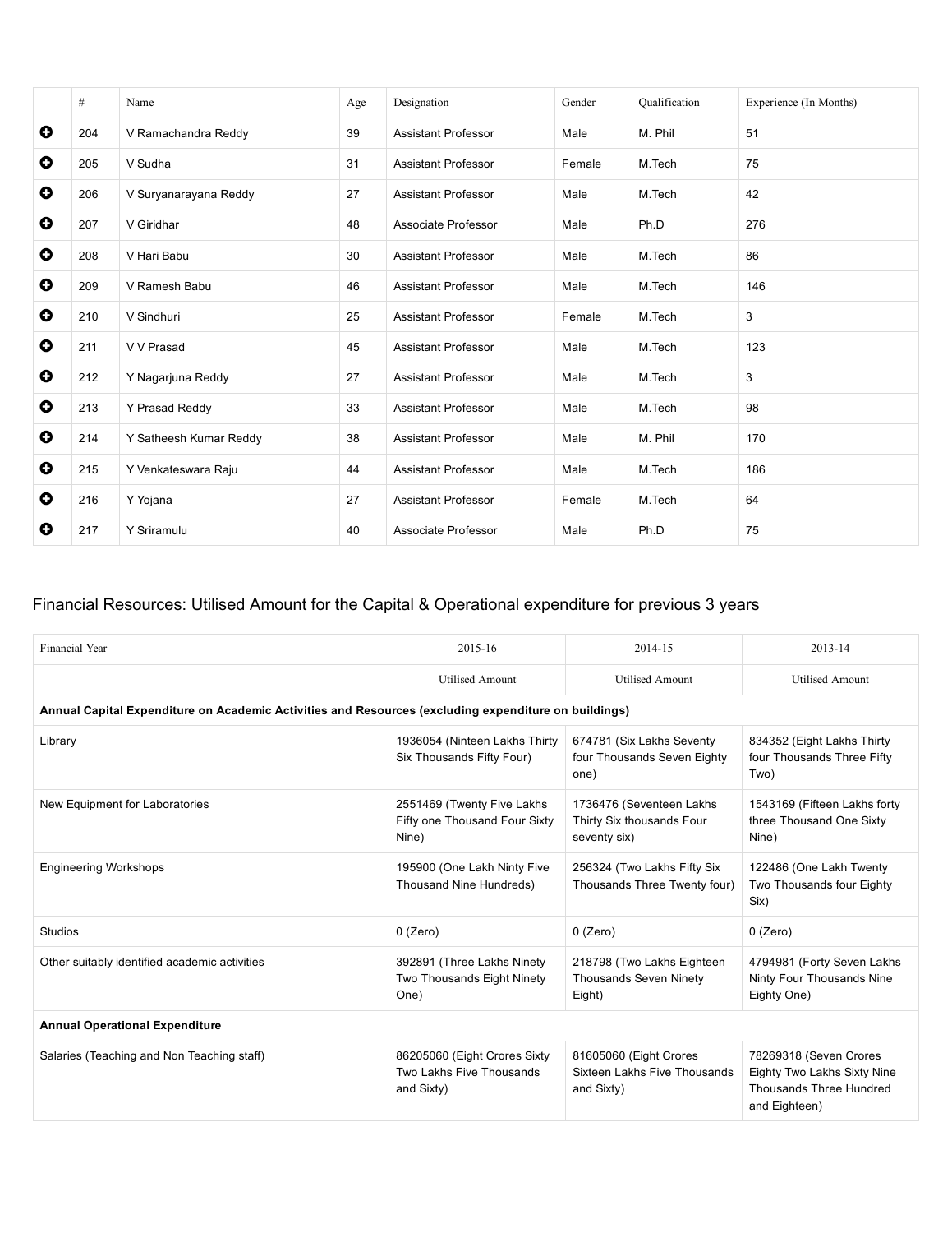| | # | Name | Age | Designation | Gender | Qualification | Experience (In Months) |
|---|---|---|---|---|---|---|---|
| ⊕ | 204 | V Ramachandra Reddy | 39 | Assistant Professor | Male | M. Phil | 51 |
| ⊕ | 205 | V Sudha | 31 | Assistant Professor | Female | M.Tech | 75 |
| ⊕ | 206 | V Suryanarayana Reddy | 27 | Assistant Professor | Male | M.Tech | 42 |
| ⊕ | 207 | V Giridhar | 48 | Associate Professor | Male | Ph.D | 276 |
| ⊕ | 208 | V Hari Babu | 30 | Assistant Professor | Male | M.Tech | 86 |
| ⊕ | 209 | V Ramesh Babu | 46 | Assistant Professor | Male | M.Tech | 146 |
| ⊕ | 210 | V Sindhuri | 25 | Assistant Professor | Female | M.Tech | 3 |
| ⊕ | 211 | V V Prasad | 45 | Assistant Professor | Male | M.Tech | 123 |
| ⊕ | 212 | Y Nagarjuna Reddy | 27 | Assistant Professor | Male | M.Tech | 3 |
| ⊕ | 213 | Y Prasad Reddy | 33 | Assistant Professor | Male | M.Tech | 98 |
| ⊕ | 214 | Y Satheesh Kumar Reddy | 38 | Assistant Professor | Male | M. Phil | 170 |
| ⊕ | 215 | Y Venkateswara Raju | 44 | Assistant Professor | Male | M.Tech | 186 |
| ⊕ | 216 | Y Yojana | 27 | Assistant Professor | Female | M.Tech | 64 |
| ⊕ | 217 | Y Sriramulu | 40 | Associate Professor | Male | Ph.D | 75 |

## Financial Resources: Utilised Amount for the Capital & Operational expenditure for previous 3 years

| Financial Year | 2015-16 | 2014-15 | 2013-14 |
|---|---|---|---|
| | Utilised Amount | Utilised Amount | Utilised Amount |
| **Annual Capital Expenditure on Academic Activities and Resources (excluding expenditure on buildings)** | | | |
| Library | 1936054 (Ninteen Lakhs Thirty Six Thousands Fifty Four) | 674781 (Six Lakhs Seventy four Thousands Seven Eighty one) | 834352 (Eight Lakhs Thirty four Thousands Three Fifty Two) |
| New Equipment for Laboratories | 2551469 (Twenty Five Lakhs Fifty one Thousand Four Sixty Nine) | 1736476 (Seventeen Lakhs Thirty Six thousands Four seventy six) | 1543169 (Fifteen Lakhs forty three Thousand One Sixty Nine) |
| Engineering Workshops | 195900 (One Lakh Ninty Five Thousand Nine Hundreds) | 256324 (Two Lakhs Fifty Six Thousands Three Twenty four) | 122486 (One Lakh Twenty Two Thousands four Eighty Six) |
| Studios | 0 (Zero) | 0 (Zero) | 0 (Zero) |
| Other suitably identified academic activities | 392891 (Three Lakhs Ninety Two Thousands Eight Ninety One) | 218798 (Two Lakhs Eighteen Thousands Seven Ninety Eight) | 4794981 (Forty Seven Lakhs Ninty Four Thousands Nine Eighty One) |
| **Annual Operational Expenditure** | | | |
| Salaries (Teaching and Non Teaching staff) | 86205060 (Eight Crores Sixty Two Lakhs Five Thousands and Sixty) | 81605060 (Eight Crores Sixteen Lakhs Five Thousands and Sixty) | 78269318 (Seven Crores Eighty Two Lakhs Sixty Nine Thousands Three Hundred and Eighteen) |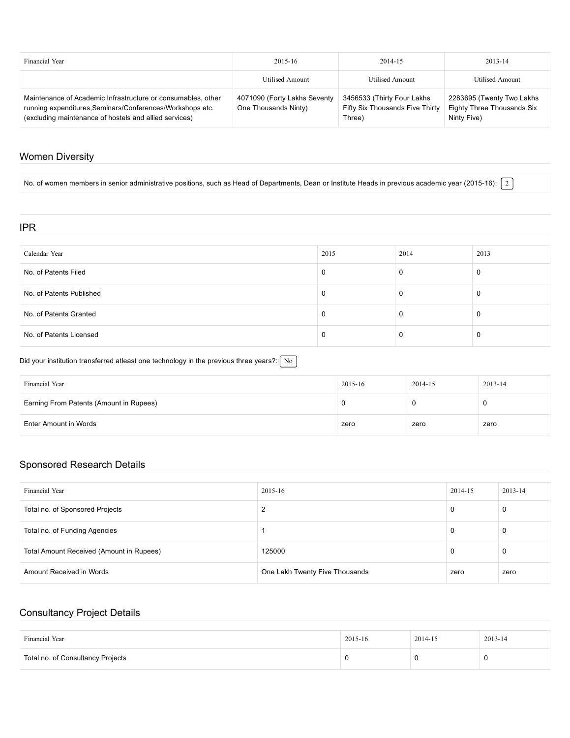| Financial Year | 2015-16 | 2014-15 | 2013-14 |
| --- | --- | --- | --- |
| | Utilised Amount | Utilised Amount | Utilised Amount |
| Maintenance of Academic Infrastructure or consumables, other running expenditures,Seminars/Conferences/Workshops etc. (excluding maintenance of hostels and allied services) | 4071090 (Forty Lakhs Seventy One Thousands Ninty) | 3456533 (Thirty Four Lakhs Fifty Six Thousands Five Thirty Three) | 2283695 (Twenty Two Lakhs Eighty Three Thousands Six Ninty Five) |

## Women Diversity

No. of women members in senior administrative positions, such as Head of Departments, Dean or Institute Heads in previous academic year (2015-16): 2

## IPR

| Calendar Year | 2015 | 2014 | 2013 |
| --- | --- | --- | --- |
| No. of Patents Filed | 0 | 0 | 0 |
| No. of Patents Published | 0 | 0 | 0 |
| No. of Patents Granted | 0 | 0 | 0 |
| No. of Patents Licensed | 0 | 0 | 0 |

Did your institution transferred atleast one technology in the previous three years?: No

| Financial Year | 2015-16 | 2014-15 | 2013-14 |
| --- | --- | --- | --- |
| Earning From Patents (Amount in Rupees) | 0 | 0 | 0 |
| Enter Amount in Words | zero | zero | zero |

## Sponsored Research Details

| Financial Year | 2015-16 | 2014-15 | 2013-14 |
| --- | --- | --- | --- |
| Total no. of Sponsored Projects | 2 | 0 | 0 |
| Total no. of Funding Agencies | 1 | 0 | 0 |
| Total Amount Received (Amount in Rupees) | 125000 | 0 | 0 |
| Amount Received in Words | One Lakh Twenty Five Thousands | zero | zero |

## Consultancy Project Details

| Financial Year | 2015-16 | 2014-15 | 2013-14 |
| --- | --- | --- | --- |
| Total no. of Consultancy Projects | 0 | 0 | 0 |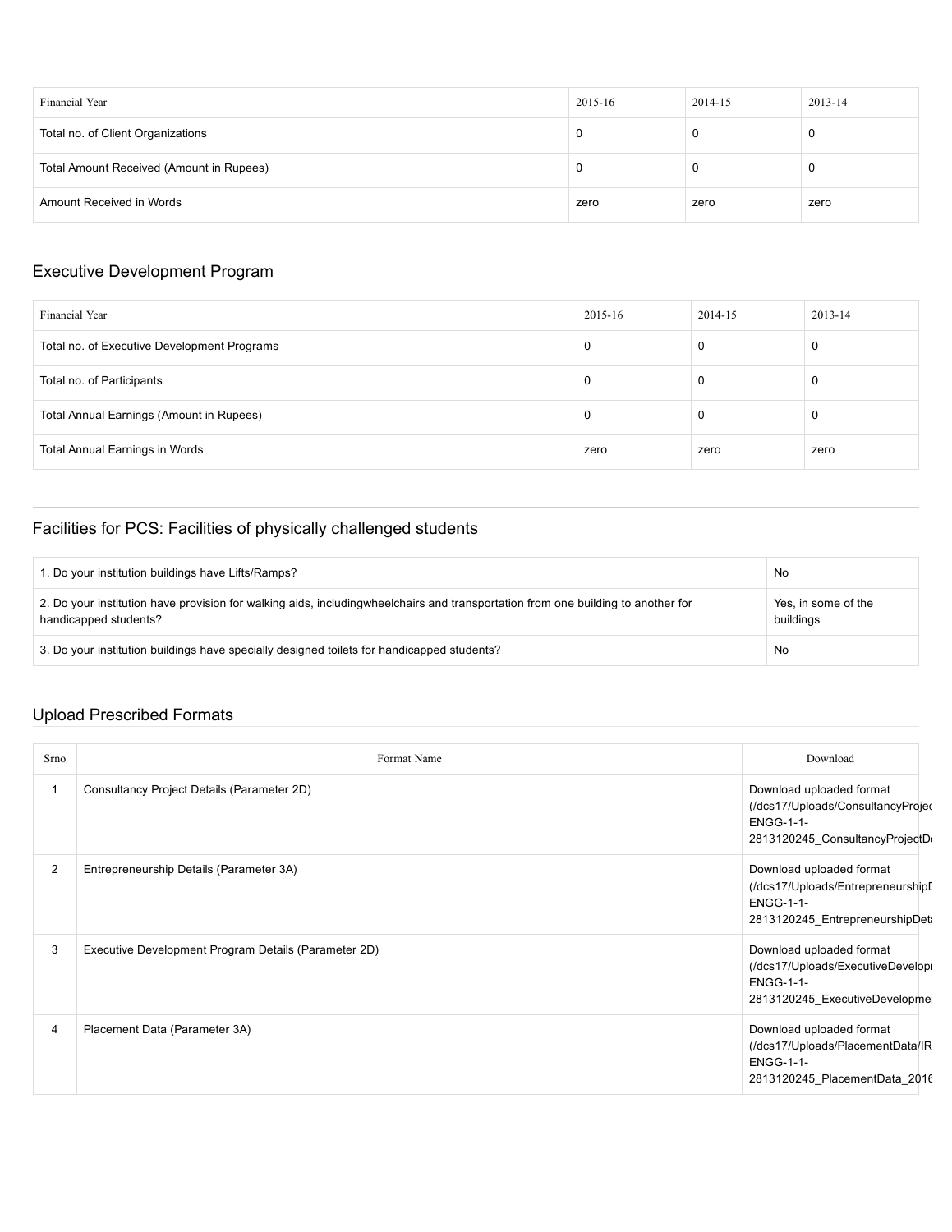| Financial Year | 2015-16 | 2014-15 | 2013-14 |
| --- | --- | --- | --- |
| Total no. of Client Organizations | 0 | 0 | 0 |
| Total Amount Received (Amount in Rupees) | 0 | 0 | 0 |
| Amount Received in Words | zero | zero | zero |

## Executive Development Program

| Financial Year | 2015-16 | 2014-15 | 2013-14 |
| --- | --- | --- | --- |
| Total no. of Executive Development Programs | 0 | 0 | 0 |
| Total no. of Participants | 0 | 0 | 0 |
| Total Annual Earnings (Amount in Rupees) | 0 | 0 | 0 |
| Total Annual Earnings in Words | zero | zero | zero |

## Facilities for PCS: Facilities of physically challenged students

| | |
| --- | --- |
| 1. Do your institution buildings have Lifts/Ramps? | No |
| 2. Do your institution have provision for walking aids, includingwheelchairs and transportation from one building to another for handicapped students? | Yes, in some of the buildings |
| 3. Do your institution buildings have specially designed toilets for handicapped students? | No |

## Upload Prescribed Formats

| Srno | Format Name | Download |
| --- | --- | --- |
| 1 | Consultancy Project Details (Parameter 2D) | Download uploaded format (/dcs17/Uploads/ConsultancyProjec ENGG-1-1-2813120245_ConsultancyProjectD |
| 2 | Entrepreneurship Details (Parameter 3A) | Download uploaded format (/dcs17/Uploads/EntrepreneurshipD ENGG-1-1-2813120245_EntrepreneurshipDet |
| 3 | Executive Development Program Details (Parameter 2D) | Download uploaded format (/dcs17/Uploads/ExecutiveDevelop ENGG-1-1-2813120245_ExecutiveDevelopme |
| 4 | Placement Data (Parameter 3A) | Download uploaded format (/dcs17/Uploads/PlacementData/IR ENGG-1-1-2813120245_PlacementData_2016 |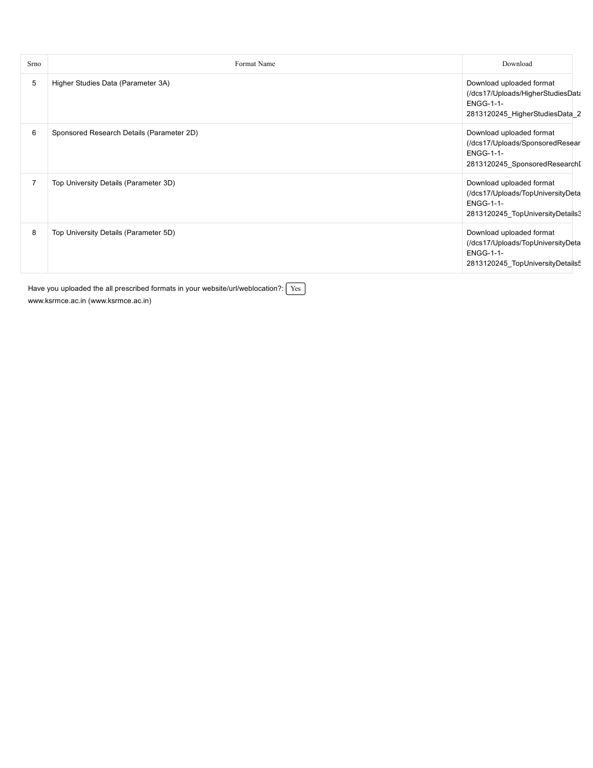| Srno | Format Name | Download |
| --- | --- | --- |
| 5 | Higher Studies Data (Parameter 3A) | Download uploaded format (/dcs17/Uploads/HigherStudiesData ENGG-1-1-2813120245_HigherStudiesData_2 |
| 6 | Sponsored Research Details (Parameter 2D) | Download uploaded format (/dcs17/Uploads/SponsoredResear ENGG-1-1-2813120245_SponsoredResearchI |
| 7 | Top University Details (Parameter 3D) | Download uploaded format (/dcs17/Uploads/TopUniversityDeta ENGG-1-1-2813120245_TopUniversityDetails3 |
| 8 | Top University Details (Parameter 5D) | Download uploaded format (/dcs17/Uploads/TopUniversityDeta ENGG-1-1-2813120245_TopUniversityDetails5 |

Have you uploaded the all prescribed formats in your website/url/weblocation?: Yes

www.ksrmce.ac.in (www.ksrmce.ac.in)